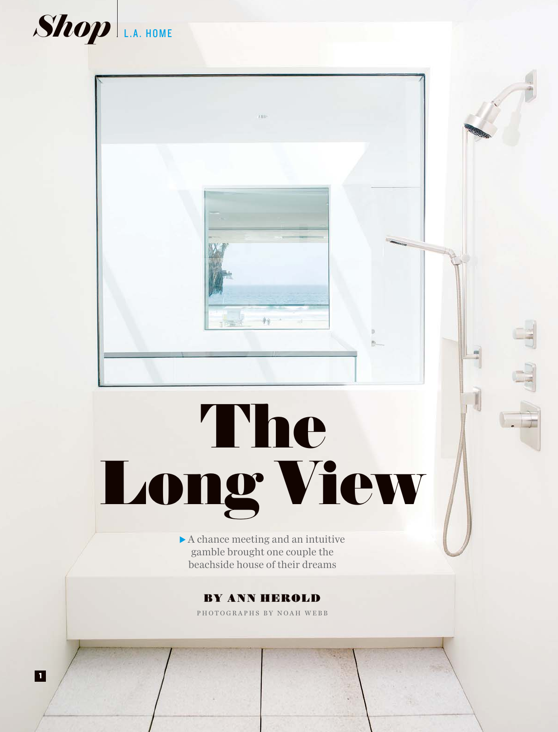*Shop* | L.A. HOME

# The Long View

▶ A chance meeting and an intuitive gamble brought one couple the beachside house of their dreams

**BY ANN HEROLD**

PHOTOGRAPHS BY NOAH WEBB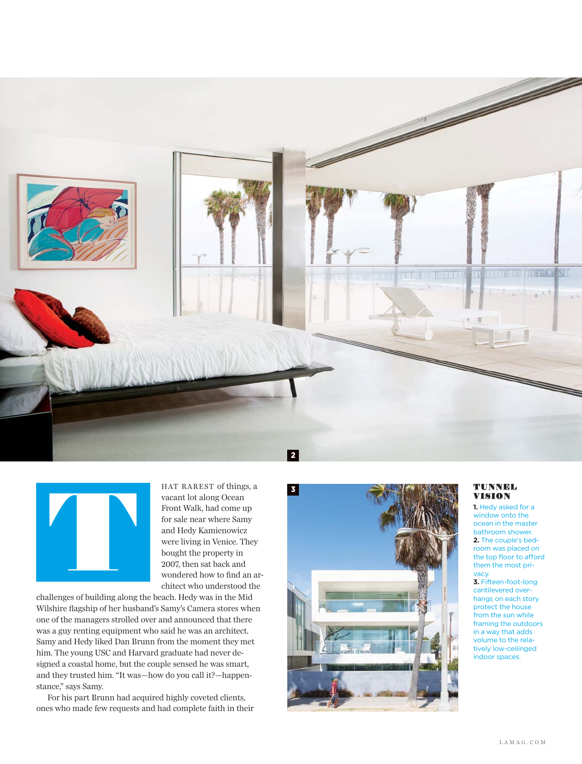THAT RAREST of things, a vacant lot along Ocean Front Walk, had come up for sale near where Samy and Hedy Kamienowicz were living in Venice. They bought the property in 2007, then sat back and wondered how to find an architect who understood the challenges of building along the beach. Hedy was in the Mid Wilshire flagship of her husband's Samy's Camera stores when one of the managers strolled over and announced that there was a guy renting equipment who said he was an architect. Samy and Hedy liked Dan Brunn from the moment they met him. The young USC and Harvard graduate had never designed a coastal home, but the couple sensed he was smart, and they trusted him. "It was—how do you call it?—happenstance," says Samy.

For his part Brunn had acquired highly coveted clients, ones who made few requests and had complete faith in their

## TUNNEL VISION

**1.** Hedy asked for a window onto the ocean in the master bathroom shower.
**2.** The couple's bedroom was placed on the top floor to afford them the most privacy.
**3.** Fifteen-foot-long cantilevered overhangs on each story protect the house from the sun while framing the outdoors in a way that adds volume to the relatively low-ceilinged indoor spaces.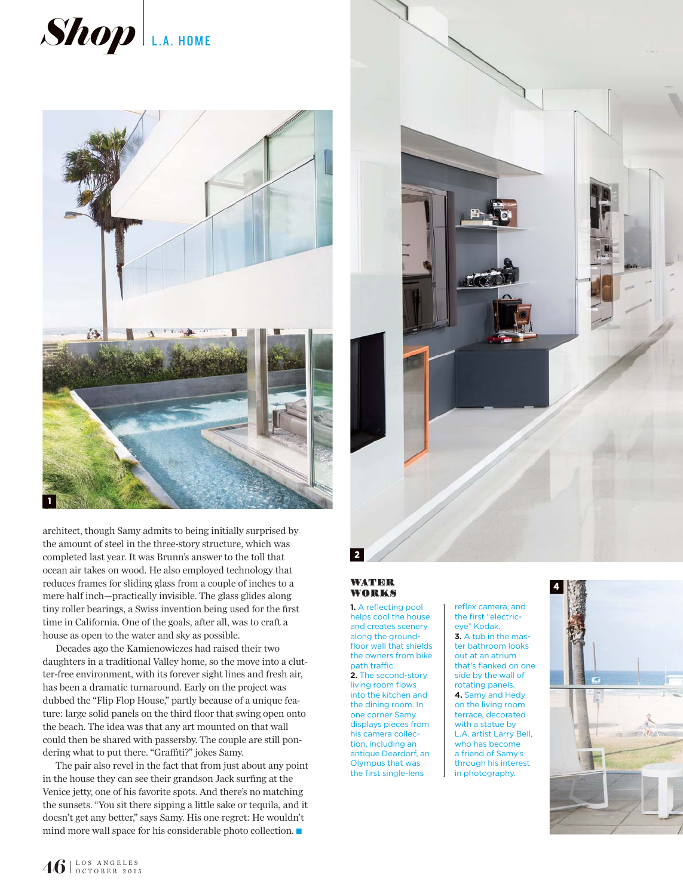architect, though Samy admits to being initially surprised by the amount of steel in the three-story structure, which was completed last year. It was Brunn's answer to the toll that ocean air takes on wood. He also employed technology that reduces frames for sliding glass from a couple of inches to a mere half inch—practically invisible. The glass glides along tiny roller bearings, a Swiss invention being used for the first time in California. One of the goals, after all, was to craft a house as open to the water and sky as possible.

Decades ago the Kamienowiczes had raised their two daughters in a traditional Valley home, so the move into a clutter-free environment, with its forever sight lines and fresh air, has been a dramatic turnaround. Early on the project was dubbed the "Flip Flop House," partly because of a unique feature: large solid panels on the third floor that swing open onto the beach. The idea was that any art mounted on that wall could then be shared with passersby. The couple are still pondering what to put there. "Graffiti?" jokes Samy.

The pair also revel in the fact that from just about any point in the house they can see their grandson Jack surfing at the Venice jetty, one of his favorite spots. And there's no matching the sunsets. "You sit there sipping a little sake or tequila, and it doesn't get any better," says Samy. His one regret: He wouldn't mind more wall space for his considerable photo collection. ■

## WATER WORKS

**1.** A reflecting pool helps cool the house and creates scenery along the ground-floor wall that shields the owners from bike path traffic.
**2.** The second-story living room flows into the kitchen and the dining room. In one corner Samy displays pieces from his camera collection, including an antique Deardorf, an Olympus that was the first single-lens reflex camera, and the first "electric-eye" Kodak.
**3.** A tub in the master bathroom looks out at an atrium that's flanked on one side by the wall of rotating panels.
**4.** Samy and Hedy on the living room terrace, decorated with a statue by L.A. artist Larry Bell, who has become a friend of Samy's through his interest in photography.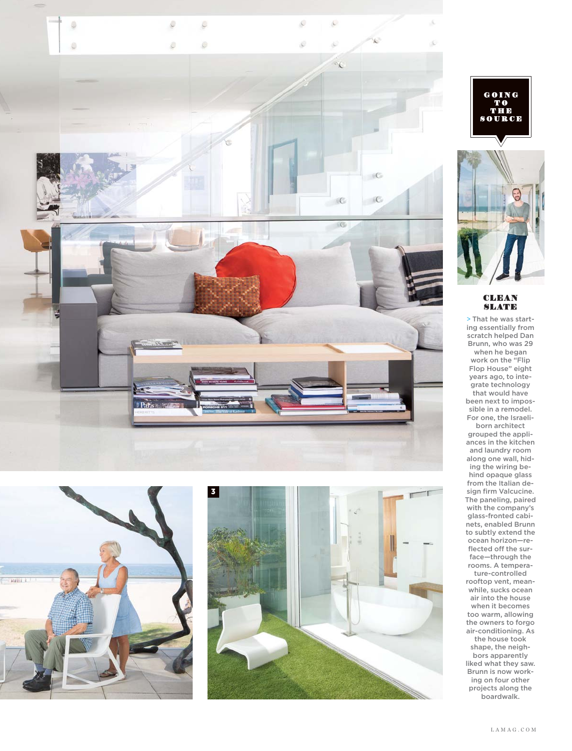GOING TO THE SOURCE

3

## CLEAN SLATE

> That he was starting essentially from scratch helped Dan Brunn, who was 29 when he began work on the "Flip Flop House" eight years ago, to integrate technology that would have been next to impossible in a remodel. For one, the Israeli-born architect grouped the appliances in the kitchen and laundry room along one wall, hiding the wiring behind opaque glass from the Italian design firm Valcucine. The paneling, paired with the company's glass-fronted cabinets, enabled Brunn to subtly extend the ocean horizon—reflected off the surface—through the rooms. A temperature-controlled rooftop vent, meanwhile, sucks ocean air into the house when it becomes too warm, allowing the owners to forgo air-conditioning. As the house took shape, the neighbors apparently liked what they saw. Brunn is now working on four other projects along the boardwalk.